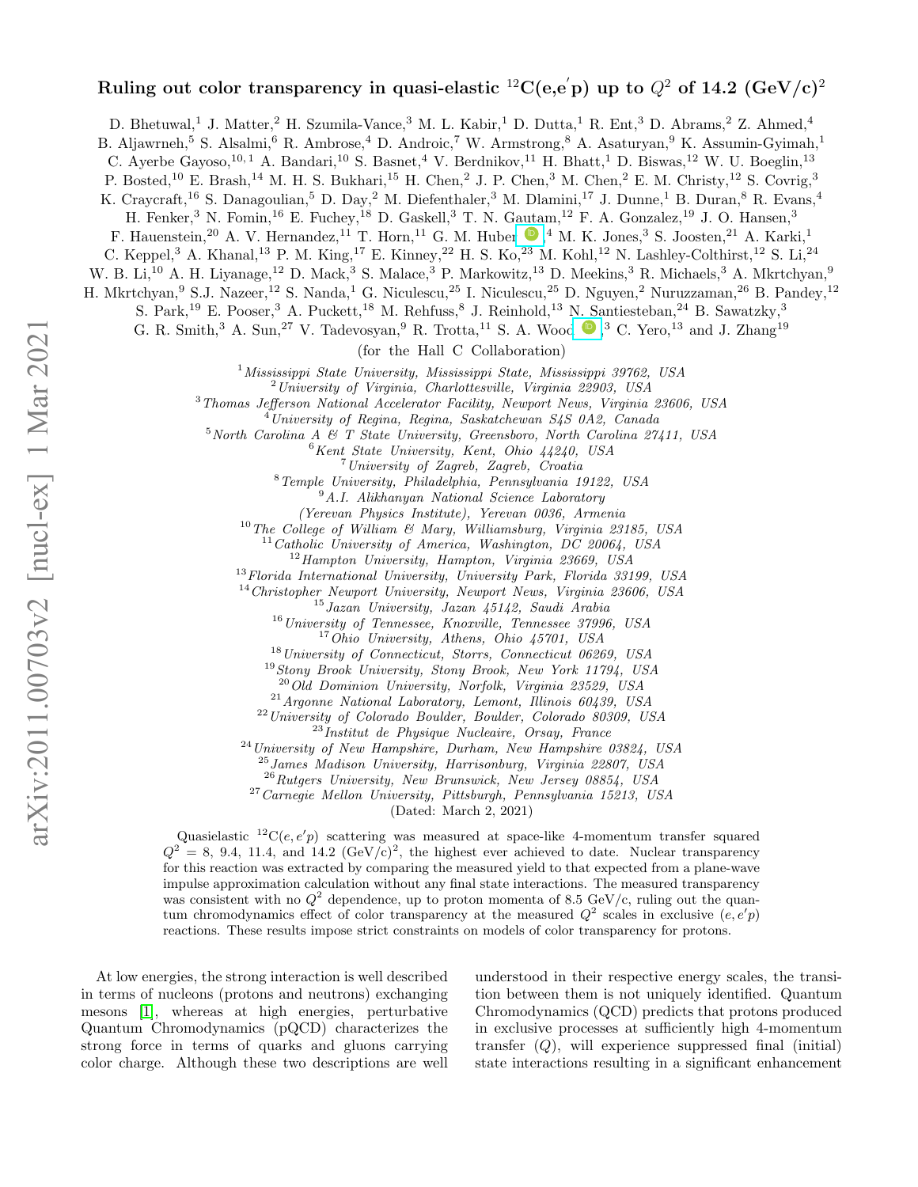# Ruling out color transparency in quasi-elastic $^{12}$C(e,e$'$p) up to $Q^2$ of 14.2 (GeV/c)$^2$

D. Bhetuwal,[1] J. Matter,[2] H. Szumila-Vance,[3] M. L. Kabir,[1] D. Dutta,[1] R. Ent,[3] D. Abrams,[2] Z. Ahmed,[4] B. Aljawrneh,[5] S. Alsalmi,[6] R. Ambrose,[4] D. Androic,[7] W. Armstrong,[8] A. Asaturyan,[9] K. Assumin-Gyimah,[1] C. Ayerbe Gayoso,[10,1] A. Bandari,[10] S. Basnet,[4] V. Berdnikov,[11] H. Bhatt,[1] D. Biswas,[12] W. U. Boeglin,[13] P. Bosted,[10] E. Brash,[14] M. H. S. Bukhari,[15] H. Chen,[2] J. P. Chen,[3] M. Chen,[2] E. M. Christy,[12] S. Covrig,[3] K. Craycraft,[16] S. Danagoulian,[5] D. Day,[2] M. Diefenthaler,[3] M. Dlamini,[17] J. Dunne,[1] B. Duran,[8] R. Evans,[4] H. Fenker,[3] N. Fomin,[16] E. Fuchey,[18] D. Gaskell,[3] T. N. Gautam,[12] F. A. Gonzalez,[19] J. O. Hansen,[3] F. Hauenstein,[20] A. V. Hernandez,[11] T. Horn,[11] G. M. Huber,[4] M. K. Jones,[3] S. Joosten,[21] A. Karki,[1] C. Keppel,[3] A. Khanal,[13] P. M. King,[17] E. Kinney,[22] H. S. Ko,[23] M. Kohl,[12] N. Lashley-Colthirst,[12] S. Li,[24] W. B. Li,[10] A. H. Liyanage,[12] D. Mack,[3] S. Malace,[3] P. Markowitz,[13] D. Meekins,[3] R. Michaels,[3] A. Mkrtchyan,[9] H. Mkrtchyan,[9] S.J. Nazeer,[12] S. Nanda,[1] G. Niculescu,[25] I. Niculescu,[25] D. Nguyen,[2] Nuruzzaman,[26] B. Pandey,[12] S. Park,[19] E. Pooser,[3] A. Puckett,[18] M. Rehfuss,[8] J. Reinhold,[13] N. Santiesteban,[24] B. Sawatzky,[3] G. R. Smith,[3] A. Sun,[27] V. Tadevosyan,[9] R. Trotta,[11] S. A. Wood,[3] C. Yero,[13] and J. Zhang[19]

(for the Hall C Collaboration)

[1] *Mississippi State University, Mississippi State, Mississippi 39762, USA*
[2] *University of Virginia, Charlottesville, Virginia 22903, USA*
[3] *Thomas Jefferson National Accelerator Facility, Newport News, Virginia 23606, USA*
[4] *University of Regina, Regina, Saskatchewan S4S 0A2, Canada*
[5] *North Carolina A & T State University, Greensboro, North Carolina 27411, USA*
[6] *Kent State University, Kent, Ohio 44240, USA*
[7] *University of Zagreb, Zagreb, Croatia*
[8] *Temple University, Philadelphia, Pennsylvania 19122, USA*
[9] *A.I. Alikhanyan National Science Laboratory (Yerevan Physics Institute), Yerevan 0036, Armenia*
[10] *The College of William & Mary, Williamsburg, Virginia 23185, USA*
[11] *Catholic University of America, Washington, DC 20064, USA*
[12] *Hampton University, Hampton, Virginia 23669, USA*
[13] *Florida International University, University Park, Florida 33199, USA*
[14] *Christopher Newport University, Newport News, Virginia 23606, USA*
[15] *Jazan University, Jazan 45142, Saudi Arabia*
[16] *University of Tennessee, Knoxville, Tennessee 37996, USA*
[17] *Ohio University, Athens, Ohio 45701, USA*
[18] *University of Connecticut, Storrs, Connecticut 06269, USA*
[19] *Stony Brook University, Stony Brook, New York 11794, USA*
[20] *Old Dominion University, Norfolk, Virginia 23529, USA*
[21] *Argonne National Laboratory, Lemont, Illinois 60439, USA*
[22] *University of Colorado Boulder, Boulder, Colorado 80309, USA*
[23] *Institut de Physique Nucleaire, Orsay, France*
[24] *University of New Hampshire, Durham, New Hampshire 03824, USA*
[25] *James Madison University, Harrisonburg, Virginia 22807, USA*
[26] *Rutgers University, New Brunswick, New Jersey 08854, USA*
[27] *Carnegie Mellon University, Pittsburgh, Pennsylvania 15213, USA*

(Dated: March 2, 2021)

Quasielastic $^{12}$C$(e,e'p)$ scattering was measured at space-like 4-momentum transfer squared $Q^2$ = 8, 9.4, 11.4, and 14.2 (GeV/c)$^2$, the highest ever achieved to date. Nuclear transparency for this reaction was extracted by comparing the measured yield to that expected from a plane-wave impulse approximation calculation without any final state interactions. The measured transparency was consistent with no $Q^2$ dependence, up to proton momenta of 8.5 GeV/c, ruling out the quantum chromodynamics effect of color transparency at the measured $Q^2$ scales in exclusive $(e,e'p)$ reactions. These results impose strict constraints on models of color transparency for protons.

At low energies, the strong interaction is well described in terms of nucleons (protons and neutrons) exchanging mesons [1], whereas at high energies, perturbative Quantum Chromodynamics (pQCD) characterizes the strong force in terms of quarks and gluons carrying color charge. Although these two descriptions are well understood in their respective energy scales, the transition between them is not uniquely identified. Quantum Chromodynamics (QCD) predicts that protons produced in exclusive processes at sufficiently high 4-momentum transfer ($Q$), will experience suppressed final (initial) state interactions resulting in a significant enhancement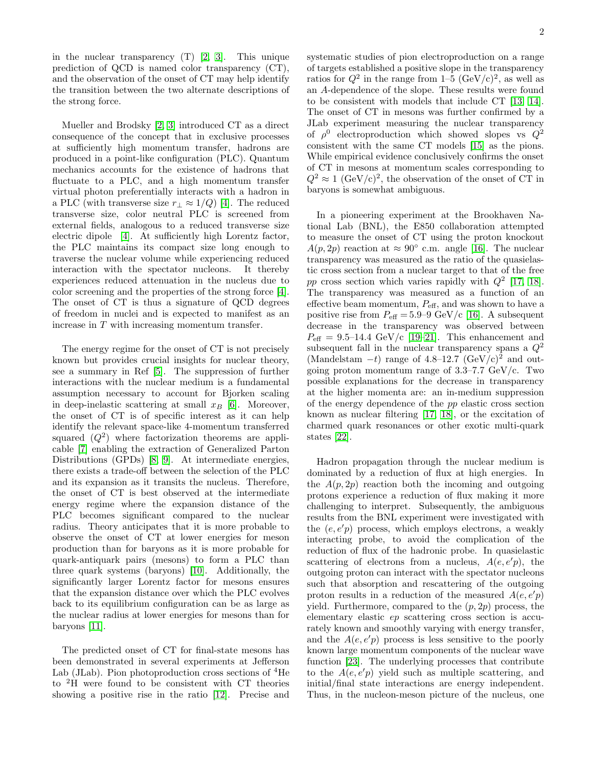in the nuclear transparency (T) [2, 3]. This unique prediction of QCD is named color transparency (CT), and the observation of the onset of CT may help identify the transition between the two alternate descriptions of the strong force.

Mueller and Brodsky [2, 3] introduced CT as a direct consequence of the concept that in exclusive processes at sufficiently high momentum transfer, hadrons are produced in a point-like configuration (PLC). Quantum mechanics accounts for the existence of hadrons that fluctuate to a PLC, and a high momentum transfer virtual photon preferentially interacts with a hadron in a PLC (with transverse size $r_\perp \approx 1/Q$) [4]. The reduced transverse size, color neutral PLC is screened from external fields, analogous to a reduced transverse size electric dipole [4]. At sufficiently high Lorentz factor, the PLC maintains its compact size long enough to traverse the nuclear volume while experiencing reduced interaction with the spectator nucleons. It thereby experiences reduced attenuation in the nucleus due to color screening and the properties of the strong force [4]. The onset of CT is thus a signature of QCD degrees of freedom in nuclei and is expected to manifest as an increase in $T$ with increasing momentum transfer.

The energy regime for the onset of CT is not precisely known but provides crucial insights for nuclear theory, see a summary in Ref [5]. The suppression of further interactions with the nuclear medium is a fundamental assumption necessary to account for Bjorken scaling in deep-inelastic scattering at small $x_B$ [6]. Moreover, the onset of CT is of specific interest as it can help identify the relevant space-like 4-momentum transferred squared ($Q^2$) where factorization theorems are applicable [7] enabling the extraction of Generalized Parton Distributions (GPDs) [8, 9]. At intermediate energies, there exists a trade-off between the selection of the PLC and its expansion as it transits the nucleus. Therefore, the onset of CT is best observed at the intermediate energy regime where the expansion distance of the PLC becomes significant compared to the nuclear radius. Theory anticipates that it is more probable to observe the onset of CT at lower energies for meson production than for baryons as it is more probable for quark-antiquark pairs (mesons) to form a PLC than three quark systems (baryons) [10]. Additionally, the significantly larger Lorentz factor for mesons ensures that the expansion distance over which the PLC evolves back to its equilibrium configuration can be as large as the nuclear radius at lower energies for mesons than for baryons [11].

The predicted onset of CT for final-state mesons has been demonstrated in several experiments at Jefferson Lab (JLab). Pion photoproduction cross sections of $^4$He to $^2$H were found to be consistent with CT theories showing a positive rise in the ratio [12]. Precise and systematic studies of pion electroproduction on a range of targets established a positive slope in the transparency ratios for $Q^2$ in the range from 1–5 (GeV/c)$^2$, as well as an $A$-dependence of the slope. These results were found to be consistent with models that include CT [13, 14]. The onset of CT in mesons was further confirmed by a JLab experiment measuring the nuclear transparency of $\rho^0$ electroproduction which showed slopes vs $Q^2$ consistent with the same CT models [15] as the pions. While empirical evidence conclusively confirms the onset of CT in mesons at momentum scales corresponding to $Q^2 \approx 1$ (GeV/c)$^2$, the observation of the onset of CT in baryons is somewhat ambiguous.

In a pioneering experiment at the Brookhaven National Lab (BNL), the E850 collaboration attempted to measure the onset of CT using the proton knockout $A(p, 2p)$ reaction at $\approx 90^\circ$ c.m. angle [16]. The nuclear transparency was measured as the ratio of the quasielastic cross section from a nuclear target to that of the free $pp$ cross section which varies rapidly with $Q^2$ [17, 18]. The transparency was measured as a function of an effective beam momentum, $P_{\rm eff}$, and was shown to have a positive rise from $P_{\rm eff} = 5.9$–$9$ GeV/c [16]. A subsequent decrease in the transparency was observed between $P_{\rm eff} = 9.5$–$14.4$ GeV/c [19–21]. This enhancement and subsequent fall in the nuclear transparency spans a $Q^2$ (Mandelstam $-t$) range of 4.8–12.7 (GeV/c)$^2$ and outgoing proton momentum range of 3.3–7.7 GeV/c. Two possible explanations for the decrease in transparency at the higher momenta are: an in-medium suppression of the energy dependence of the $pp$ elastic cross section known as nuclear filtering [17, 18], or the excitation of charmed quark resonances or other exotic multi-quark states [22].

Hadron propagation through the nuclear medium is dominated by a reduction of flux at high energies. In the $A(p, 2p)$ reaction both the incoming and outgoing protons experience a reduction of flux making it more challenging to interpret. Subsequently, the ambiguous results from the BNL experiment were investigated with the $(e, e'p)$ process, which employs electrons, a weakly interacting probe, to avoid the complication of the reduction of flux of the hadronic probe. In quasielastic scattering of electrons from a nucleus, $A(e, e'p)$, the outgoing proton can interact with the spectator nucleons such that absorption and rescattering of the outgoing proton results in a reduction of the measured $A(e, e'p)$ yield. Furthermore, compared to the $(p, 2p)$ process, the elementary elastic $ep$ scattering cross section is accurately known and smoothly varying with energy transfer, and the $A(e, e'p)$ process is less sensitive to the poorly known large momentum components of the nuclear wave function [23]. The underlying processes that contribute to the $A(e, e'p)$ yield such as multiple scattering, and initial/final state interactions are energy independent. Thus, in the nucleon-meson picture of the nucleus, one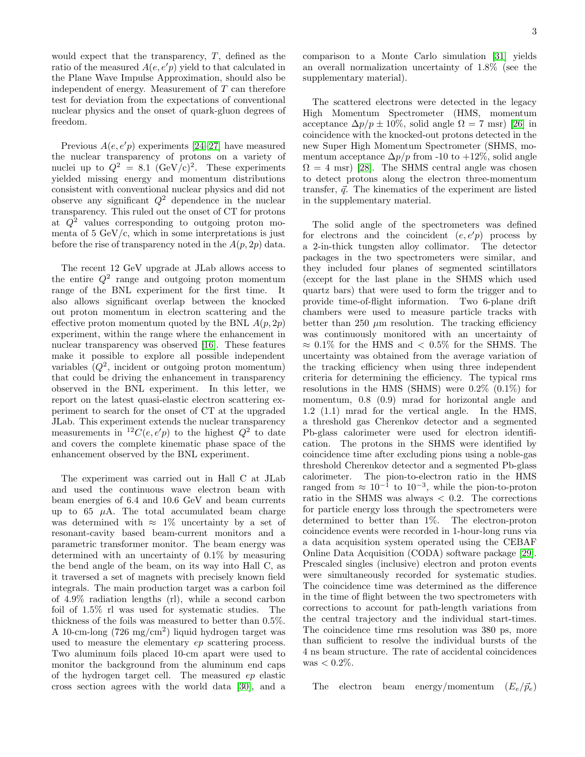would expect that the transparency, $T$, defined as the ratio of the measured $A(e,e'p)$ yield to that calculated in the Plane Wave Impulse Approximation, should also be independent of energy. Measurement of $T$ can therefore test for deviation from the expectations of conventional nuclear physics and the onset of quark-gluon degrees of freedom.

Previous $A(e,e'p)$ experiments [24–27] have measured the nuclear transparency of protons on a variety of nuclei up to $Q^2 = 8.1$ (GeV/c)$^2$. These experiments yielded missing energy and momentum distributions consistent with conventional nuclear physics and did not observe any significant $Q^2$ dependence in the nuclear transparency. This ruled out the onset of CT for protons at $Q^2$ values corresponding to outgoing proton momenta of 5 GeV/c, which in some interpretations is just before the rise of transparency noted in the $A(p,2p)$ data.

The recent 12 GeV upgrade at JLab allows access to the entire $Q^2$ range and outgoing proton momentum range of the BNL experiment for the first time. It also allows significant overlap between the knocked out proton momentum in electron scattering and the effective proton momentum quoted by the BNL $A(p,2p)$ experiment, within the range where the enhancement in nuclear transparency was observed [16]. These features make it possible to explore all possible independent variables ($Q^2$, incident or outgoing proton momentum) that could be driving the enhancement in transparency observed in the BNL experiment. In this letter, we report on the latest quasi-elastic electron scattering experiment to search for the onset of CT at the upgraded JLab. This experiment extends the nuclear transparency measurements in $^{12}C(e,e'p)$ to the highest $Q^2$ to date and covers the complete kinematic phase space of the enhancement observed by the BNL experiment.

The experiment was carried out in Hall C at JLab and used the continuous wave electron beam with beam energies of 6.4 and 10.6 GeV and beam currents up to 65 $\mu$A. The total accumulated beam charge was determined with $\approx$ 1% uncertainty by a set of resonant-cavity based beam-current monitors and a parametric transformer monitor. The beam energy was determined with an uncertainty of 0.1% by measuring the bend angle of the beam, on its way into Hall C, as it traversed a set of magnets with precisely known field integrals. The main production target was a carbon foil of 4.9% radiation lengths (rl), while a second carbon foil of 1.5% rl was used for systematic studies. The thickness of the foils was measured to better than 0.5%. A 10-cm-long (726 mg/cm$^2$) liquid hydrogen target was used to measure the elementary *ep* scattering process. Two aluminum foils placed 10-cm apart were used to monitor the background from the aluminum end caps of the hydrogen target cell. The measured *ep* elastic cross section agrees with the world data [30], and a comparison to a Monte Carlo simulation [31] yields an overall normalization uncertainty of 1.8% (see the supplementary material).

The scattered electrons were detected in the legacy High Momentum Spectrometer (HMS, momentum acceptance $\Delta p/p \pm 10\%$, solid angle $\Omega = 7$ msr) [26] in coincidence with the knocked-out protons detected in the new Super High Momentum Spectrometer (SHMS, momentum acceptance $\Delta p/p$ from -10 to +12%, solid angle $\Omega = 4$ msr) [28]. The SHMS central angle was chosen to detect protons along the electron three-momentum transfer, $\vec{q}$. The kinematics of the experiment are listed in the supplementary material.

The solid angle of the spectrometers was defined for electrons and the coincident $(e,e'p)$ process by a 2-in-thick tungsten alloy collimator. The detector packages in the two spectrometers were similar, and they included four planes of segmented scintillators (except for the last plane in the SHMS which used quartz bars) that were used to form the trigger and to provide time-of-flight information. Two 6-plane drift chambers were used to measure particle tracks with better than 250 $\mu$m resolution. The tracking efficiency was continuously monitored with an uncertainty of $\approx$ 0.1% for the HMS and < 0.5% for the SHMS. The uncertainty was obtained from the average variation of the tracking efficiency when using three independent criteria for determining the efficiency. The typical rms resolutions in the HMS (SHMS) were 0.2% (0.1%) for momentum, 0.8 (0.9) mrad for horizontal angle and 1.2 (1.1) mrad for the vertical angle. In the HMS, a threshold gas Cherenkov detector and a segmented Pb-glass calorimeter were used for electron identification. The protons in the SHMS were identified by coincidence time after excluding pions using a noble-gas threshold Cherenkov detector and a segmented Pb-glass calorimeter. The pion-to-electron ratio in the HMS ranged from $\approx 10^{-1}$ to $10^{-3}$, while the pion-to-proton ratio in the SHMS was always < 0.2. The corrections for particle energy loss through the spectrometers were determined to better than 1%. The electron-proton coincidence events were recorded in 1-hour-long runs via a data acquisition system operated using the CEBAF Online Data Acquisition (CODA) software package [29]. Prescaled singles (inclusive) electron and proton events were simultaneously recorded for systematic studies. The coincidence time was determined as the difference in the time of flight between the two spectrometers with corrections to account for path-length variations from the central trajectory and the individual start-times. The coincidence time rms resolution was 380 ps, more than sufficient to resolve the individual bursts of the 4 ns beam structure. The rate of accidental coincidences was < 0.2%.

The electron beam energy/momentum $(E_e/\vec{p}_e)$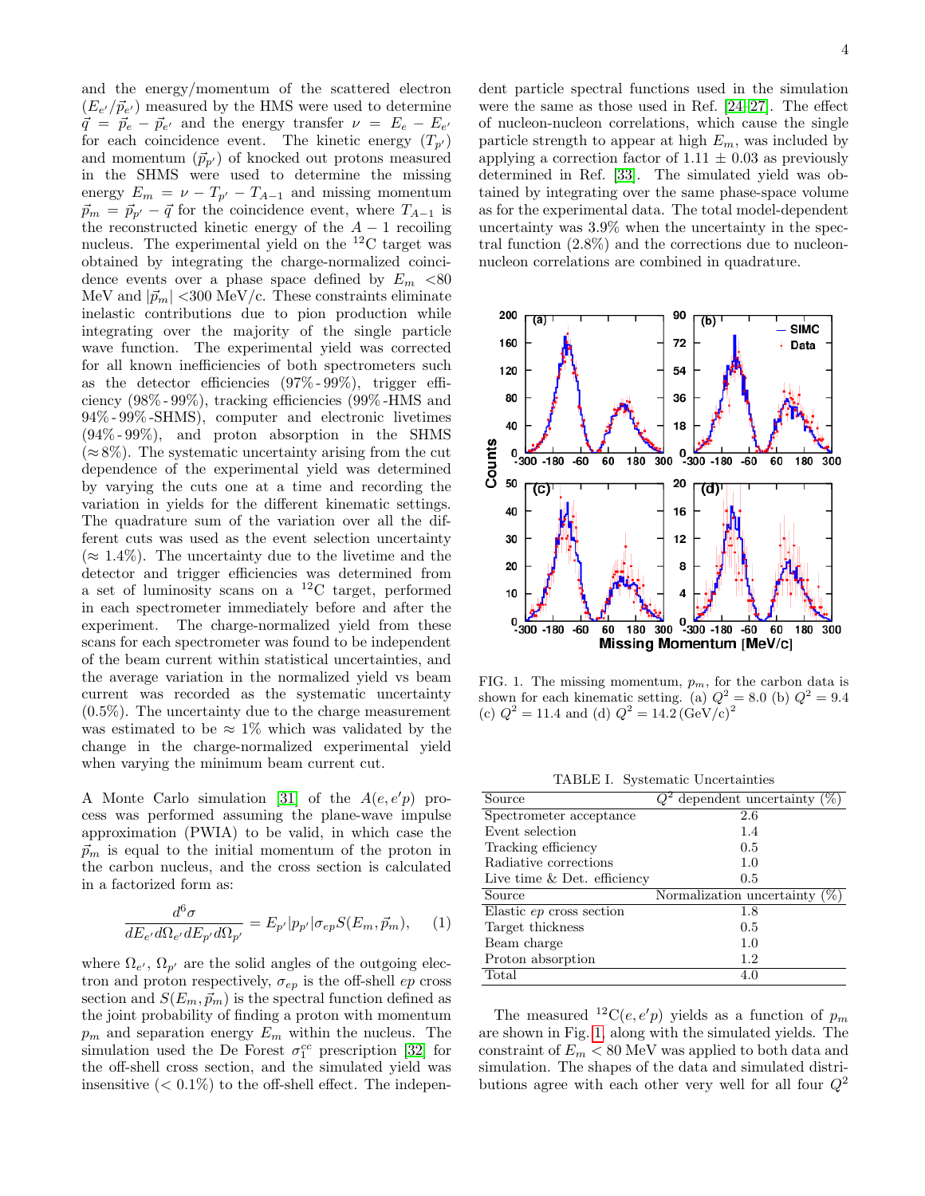and the energy/momentum of the scattered electron ($E_{e'}/\vec{p}_{e'}$) measured by the HMS were used to determine $\vec{q} = \vec{p}_e - \vec{p}_{e'}$ and the energy transfer $\nu = E_e - E_{e'}$ for each coincidence event. The kinetic energy ($T_{p'}$) and momentum ($\vec{p}_{p'}$) of knocked out protons measured in the SHMS were used to determine the missing energy $E_m = \nu - T_{p'} - T_{A-1}$ and missing momentum $\vec{p}_m = \vec{p}_{p'} - \vec{q}$ for the coincidence event, where $T_{A-1}$ is the reconstructed kinetic energy of the $A-1$ recoiling nucleus. The experimental yield on the $^{12}$C target was obtained by integrating the charge-normalized coincidence events over a phase space defined by $E_m$ <80 MeV and $|\vec{p}_m|$ <300 MeV/c. These constraints eliminate inelastic contributions due to pion production while integrating over the majority of the single particle wave function. The experimental yield was corrected for all known inefficiencies of both spectrometers such as the detector efficiencies (97%-99%), trigger efficiency (98%-99%), tracking efficiencies (99%-HMS and 94%-99%-SHMS), computer and electronic livetimes (94%-99%), and proton absorption in the SHMS (≈8%). The systematic uncertainty arising from the cut dependence of the experimental yield was determined by varying the cuts one at a time and recording the variation in yields for the different kinematic settings. The quadrature sum of the variation over all the different cuts was used as the event selection uncertainty (≈ 1.4%). The uncertainty due to the livetime and the detector and trigger efficiencies was determined from a set of luminosity scans on a $^{12}$C target, performed in each spectrometer immediately before and after the experiment. The charge-normalized yield from these scans for each spectrometer was found to be independent of the beam current within statistical uncertainties, and the average variation in the normalized yield vs beam current was recorded as the systematic uncertainty (0.5%). The uncertainty due to the charge measurement was estimated to be ≈ 1% which was validated by the change in the charge-normalized experimental yield when varying the minimum beam current cut.

A Monte Carlo simulation [31] of the $A(e, e'p)$ process was performed assuming the plane-wave impulse approximation (PWIA) to be valid, in which case the $\vec{p}_m$ is equal to the initial momentum of the proton in the carbon nucleus, and the cross section is calculated in a factorized form as:

$$\frac{d^6\sigma}{dE_{e'}d\Omega_{e'}dE_{p'}d\Omega_{p'}} = E_{p'}|p_{p'}|\sigma_{ep}S(E_m, \vec{p}_m), \qquad (1)$$

where $\Omega_{e'}$, $\Omega_{p'}$ are the solid angles of the outgoing electron and proton respectively, $\sigma_{ep}$ is the off-shell $ep$ cross section and $S(E_m, \vec{p}_m)$ is the spectral function defined as the joint probability of finding a proton with momentum $p_m$ and separation energy $E_m$ within the nucleus. The simulation used the De Forest $\sigma_1^{cc}$ prescription [32] for the off-shell cross section, and the simulated yield was insensitive (< 0.1%) to the off-shell effect. The independent particle spectral functions used in the simulation were the same as those used in Ref. [24–27]. The effect of nucleon-nucleon correlations, which cause the single particle strength to appear at high $E_m$, was included by applying a correction factor of 1.11 ± 0.03 as previously determined in Ref. [33]. The simulated yield was obtained by integrating over the same phase-space volume as for the experimental data. The total model-dependent uncertainty was 3.9% when the uncertainty in the spectral function (2.8%) and the corrections due to nucleon-nucleon correlations are combined in quadrature.

FIG. 1. The missing momentum, $p_m$, for the carbon data is shown for each kinematic setting. (a) $Q^2 = 8.0$ (b) $Q^2 = 9.4$ (c) $Q^2 = 11.4$ and (d) $Q^2 = 14.2\,(\mathrm{GeV/c})^2$

TABLE I. Systematic Uncertainties

| Source | $Q^2$ dependent uncertainty (%) |
|---|---|
| Spectrometer acceptance | 2.6 |
| Event selection | 1.4 |
| Tracking efficiency | 0.5 |
| Radiative corrections | 1.0 |
| Live time & Det. efficiency | 0.5 |
| **Source** | **Normalization uncertainty (%)** |
| Elastic *ep* cross section | 1.8 |
| Target thickness | 0.5 |
| Beam charge | 1.0 |
| Proton absorption | 1.2 |
| Total | 4.0 |

The measured $^{12}$C$(e, e'p)$ yields as a function of $p_m$ are shown in Fig. 1, along with the simulated yields. The constraint of $E_m$ < 80 MeV was applied to both data and simulation. The shapes of the data and simulated distributions agree with each other very well for all four $Q^2$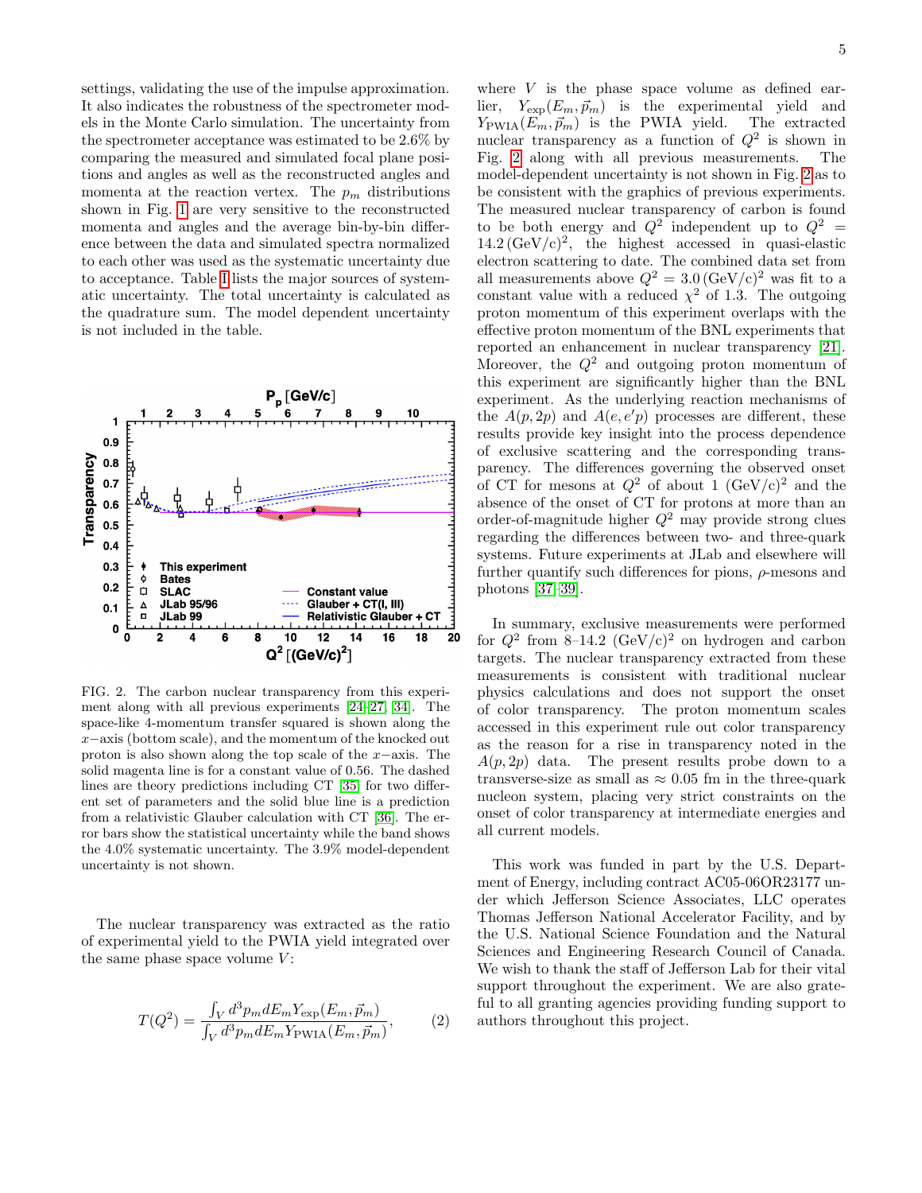settings, validating the use of the impulse approximation. It also indicates the robustness of the spectrometer models in the Monte Carlo simulation. The uncertainty from the spectrometer acceptance was estimated to be 2.6% by comparing the measured and simulated focal plane positions and angles as well as the reconstructed angles and momenta at the reaction vertex. The $p_m$ distributions shown in Fig. 1 are very sensitive to the reconstructed momenta and angles and the average bin-by-bin difference between the data and simulated spectra normalized to each other was used as the systematic uncertainty due to acceptance. Table I lists the major sources of systematic uncertainty. The total uncertainty is calculated as the quadrature sum. The model dependent uncertainty is not included in the table.

FIG. 2. The carbon nuclear transparency from this experiment along with all previous experiments [24–27, 34]. The space-like 4-momentum transfer squared is shown along the $x$−axis (bottom scale), and the momentum of the knocked out proton is also shown along the top scale of the $x$−axis. The solid magenta line is for a constant value of 0.56. The dashed lines are theory predictions including CT [35] for two different set of parameters and the solid blue line is a prediction from a relativistic Glauber calculation with CT [36]. The error bars show the statistical uncertainty while the band shows the 4.0% systematic uncertainty. The 3.9% model-dependent uncertainty is not shown.

The nuclear transparency was extracted as the ratio of experimental yield to the PWIA yield integrated over the same phase space volume $V$:

$$T(Q^2) = \frac{\int_V d^3p_m dE_m Y_{\text{exp}}(E_m, \vec{p}_m)}{\int_V d^3p_m dE_m Y_{\text{PWIA}}(E_m, \vec{p}_m)}, \tag{2}$$

where $V$ is the phase space volume as defined earlier, $Y_{\text{exp}}(E_m, \vec{p}_m)$ is the experimental yield and $Y_{\text{PWIA}}(E_m, \vec{p}_m)$ is the PWIA yield. The extracted nuclear transparency as a function of $Q^2$ is shown in Fig. 2 along with all previous measurements. The model-dependent uncertainty is not shown in Fig. 2 as to be consistent with the graphics of previous experiments. The measured nuclear transparency of carbon is found to be both energy and $Q^2$ independent up to $Q^2 = 14.2\,(\text{GeV/c})^2$, the highest accessed in quasi-elastic electron scattering to date. The combined data set from all measurements above $Q^2 = 3.0\,(\text{GeV/c})^2$ was fit to a constant value with a reduced $\chi^2$ of 1.3. The outgoing proton momentum of this experiment overlaps with the effective proton momentum of the BNL experiments that reported an enhancement in nuclear transparency [21]. Moreover, the $Q^2$ and outgoing proton momentum of this experiment are significantly higher than the BNL experiment. As the underlying reaction mechanisms of the $A(p, 2p)$ and $A(e, e'p)$ processes are different, these results provide key insight into the process dependence of exclusive scattering and the corresponding transparency. The differences governing the observed onset of CT for mesons at $Q^2$ of about 1 $(\text{GeV/c})^2$ and the absence of the onset of CT for protons at more than an order-of-magnitude higher $Q^2$ may provide strong clues regarding the differences between two- and three-quark systems. Future experiments at JLab and elsewhere will further quantify such differences for pions, $\rho$-mesons and photons [37–39].

In summary, exclusive measurements were performed for $Q^2$ from 8–14.2 $(\text{GeV/c})^2$ on hydrogen and carbon targets. The nuclear transparency extracted from these measurements is consistent with traditional nuclear physics calculations and does not support the onset of color transparency. The proton momentum scales accessed in this experiment rule out color transparency as the reason for a rise in transparency noted in the $A(p, 2p)$ data. The present results probe down to a transverse-size as small as $\approx 0.05$ fm in the three-quark nucleon system, placing very strict constraints on the onset of color transparency at intermediate energies and all current models.

This work was funded in part by the U.S. Department of Energy, including contract AC05-06OR23177 under which Jefferson Science Associates, LLC operates Thomas Jefferson National Accelerator Facility, and by the U.S. National Science Foundation and the Natural Sciences and Engineering Research Council of Canada. We wish to thank the staff of Jefferson Lab for their vital support throughout the experiment. We are also grateful to all granting agencies providing funding support to authors throughout this project.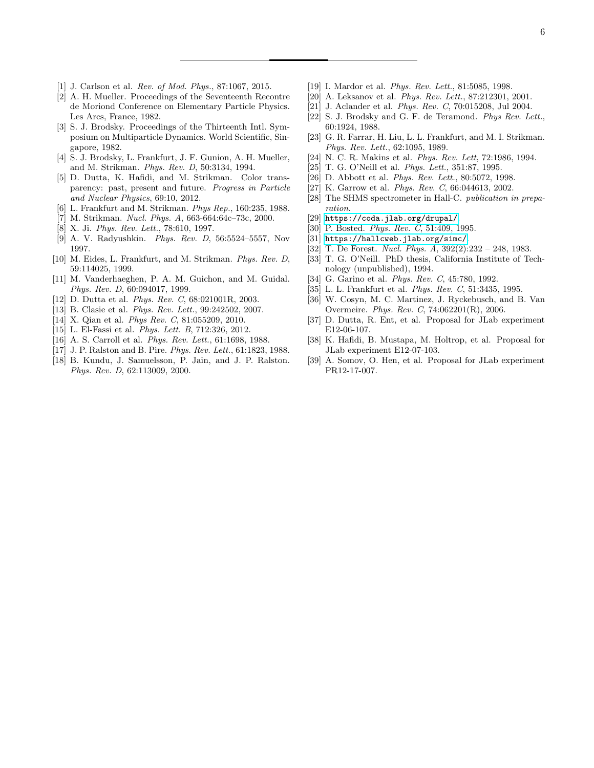[1] J. Carlson et al. *Rev. of Mod. Phys.*, 87:1067, 2015.

[2] A. H. Mueller. Proceedings of the Seventeenth Recontre de Moriond Conference on Elementary Particle Physics. Les Arcs, France, 1982.

[3] S. J. Brodsky. Proceedings of the Thirteenth Intl. Symposium on Multiparticle Dynamics. World Scientific, Singapore, 1982.

[4] S. J. Brodsky, L. Frankfurt, J. F. Gunion, A. H. Mueller, and M. Strikman. *Phys. Rev. D*, 50:3134, 1994.

[5] D. Dutta, K. Hafidi, and M. Strikman. Color transparency: past, present and future. *Progress in Particle and Nuclear Physics*, 69:10, 2012.

[6] L. Frankfurt and M. Strikman. *Phys Rep.*, 160:235, 1988.

[7] M. Strikman. *Nucl. Phys. A*, 663-664:64c–73c, 2000.

[8] X. Ji. *Phys. Rev. Lett.*, 78:610, 1997.

[9] A. V. Radyushkin. *Phys. Rev. D*, 56:5524–5557, Nov 1997.

[10] M. Eides, L. Frankfurt, and M. Strikman. *Phys. Rev. D*, 59:114025, 1999.

[11] M. Vanderhaeghen, P. A. M. Guichon, and M. Guidal. *Phys. Rev. D*, 60:094017, 1999.

[12] D. Dutta et al. *Phys. Rev. C*, 68:021001R, 2003.

[13] B. Clasie et al. *Phys. Rev. Lett.*, 99:242502, 2007.

[14] X. Qian et al. *Phys Rev. C*, 81:055209, 2010.

[15] L. El-Fassi et al. *Phys. Lett. B*, 712:326, 2012.

[16] A. S. Carroll et al. *Phys. Rev. Lett.*, 61:1698, 1988.

[17] J. P. Ralston and B. Pire. *Phys. Rev. Lett.*, 61:1823, 1988.

[18] B. Kundu, J. Samuelsson, P. Jain, and J. P. Ralston. *Phys. Rev. D*, 62:113009, 2000.

[19] I. Mardor et al. *Phys. Rev. Lett.*, 81:5085, 1998.

[20] A. Leksanov et al. *Phys. Rev. Lett.*, 87:212301, 2001.

[21] J. Aclander et al. *Phys. Rev. C*, 70:015208, Jul 2004.

[22] S. J. Brodsky and G. F. de Teramond. *Phys Rev. Lett.*, 60:1924, 1988.

[23] G. R. Farrar, H. Liu, L. L. Frankfurt, and M. I. Strikman. *Phys. Rev. Lett.*, 62:1095, 1989.

[24] N. C. R. Makins et al. *Phys. Rev. Lett*, 72:1986, 1994.

[25] T. G. O'Neill et al. *Phys. Lett.*, 351:87, 1995.

[26] D. Abbott et al. *Phys. Rev. Lett.*, 80:5072, 1998.

[27] K. Garrow et al. *Phys. Rev. C*, 66:044613, 2002.

[28] The SHMS spectrometer in Hall-C. *publication in preparation.*

[29] https://coda.jlab.org/drupal/.

[30] P. Bosted. *Phys. Rev. C*, 51:409, 1995.

[31] https://hallcweb.jlab.org/simc/.

[32] T. De Forest. *Nucl. Phys. A*, 392(2):232 – 248, 1983.

[33] T. G. O'Neill. PhD thesis, California Institute of Technology (unpublished), 1994.

[34] G. Garino et al. *Phys. Rev. C*, 45:780, 1992.

[35] L. L. Frankfurt et al. *Phys. Rev. C*, 51:3435, 1995.

[36] W. Cosyn, M. C. Martinez, J. Ryckebusch, and B. Van Overmeire. *Phys. Rev. C*, 74:062201(R), 2006.

[37] D. Dutta, R. Ent, et al. Proposal for JLab experiment E12-06-107.

[38] K. Hafidi, B. Mustapa, M. Holtrop, et al. Proposal for JLab experiment E12-07-103.

[39] A. Somov, O. Hen, et al. Proposal for JLab experiment PR12-17-007.